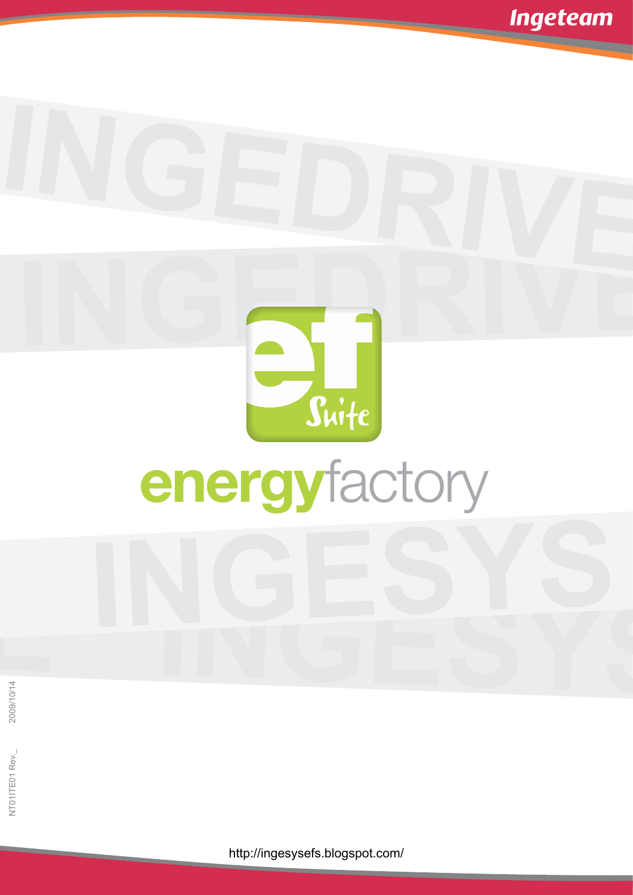Ingeteam

INGEDRIVE

INGEDRIVE

ef Suite

# energyfactory

INGESYS

INGESYS

NT01ITE01 Rev._ 2009/10/14

http://ingesysefs.blogspot.com/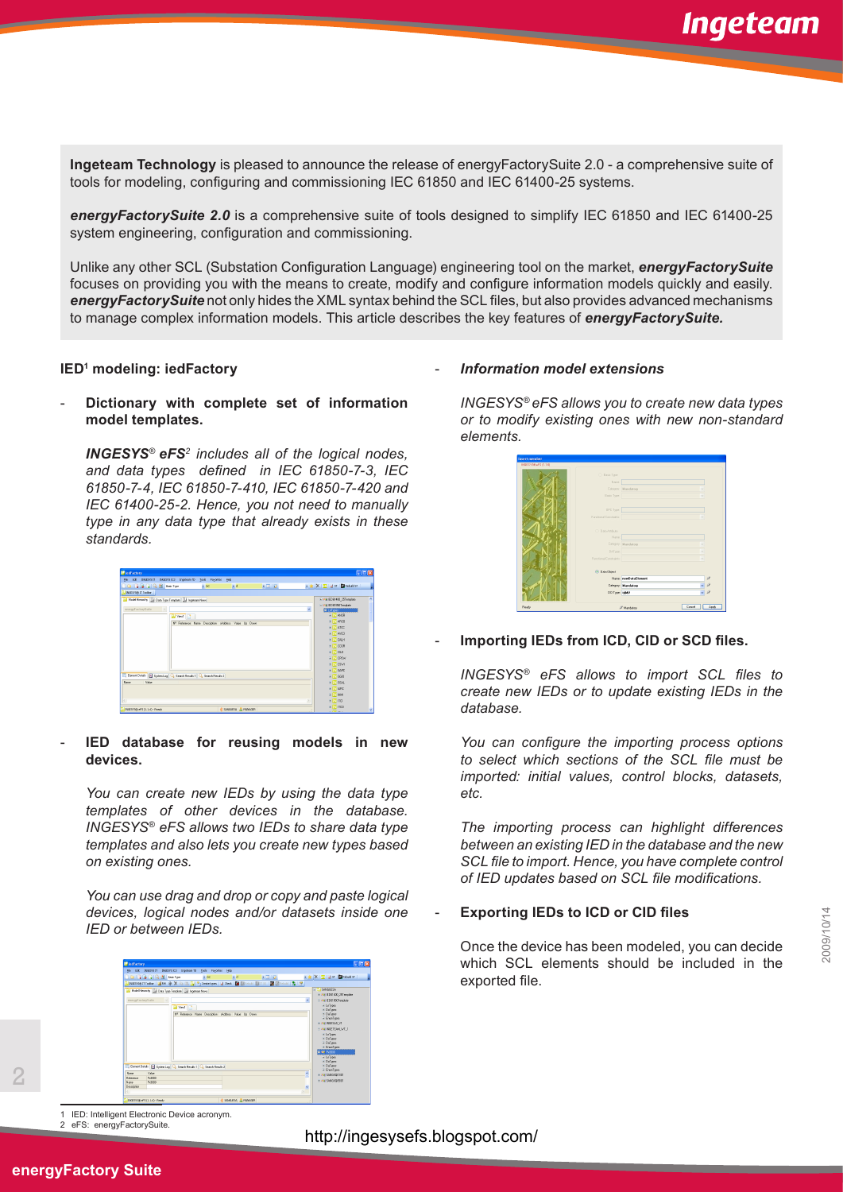**Ingeteam Technology** is pleased to announce the release of energyFactorySuite 2.0 - a comprehensive suite of tools for modeling, configuring and commissioning IEC 61850 and IEC 61400-25 systems.

***energyFactorySuite 2.0*** is a comprehensive suite of tools designed to simplify IEC 61850 and IEC 61400-25 system engineering, configuration and commissioning.

Unlike any other SCL (Substation Configuration Language) engineering tool on the market, ***energyFactorySuite*** focuses on providing you with the means to create, modify and configure information models quickly and easily. ***energyFactorySuite*** not only hides the XML syntax behind the SCL files, but also provides advanced mechanisms to manage complex information models. This article describes the key features of ***energyFactorySuite.***

### IED[1] modeling: iedFactory

- **Dictionary with complete set of information model templates.**

  ***INGESYS® eFS***[2] *includes all of the logical nodes, and data types defined in IEC 61850-7-3, IEC 61850-7-4, IEC 61850-7-410, IEC 61850-7-420 and IEC 61400-25-2. Hence, you not need to manually type in any data type that already exists in these standards.*

- **IED database for reusing models in new devices.**

  *You can create new IEDs by using the data type templates of other devices in the database. INGESYS® eFS allows two IEDs to share data type templates and also lets you create new types based on existing ones.*

  *You can use drag and drop or copy and paste logical devices, logical nodes and/or datasets inside one IED or between IEDs.*

- ***Information model extensions***

  *INGESYS® eFS allows you to create new data types or to modify existing ones with new non-standard elements.*

- **Importing IEDs from ICD, CID or SCD files.**

  *INGESYS® eFS allows to import SCL files to create new IEDs or to update existing IEDs in the database.*

  *You can configure the importing process options to select which sections of the SCL file must be imported: initial values, control blocks, datasets, etc.*

  *The importing process can highlight differences between an existing IED in the database and the new SCL file to import. Hence, you have complete control of IED updates based on SCL file modifications.*

- **Exporting IEDs to ICD or CID files**

  Once the device has been modeled, you can decide which SCL elements should be included in the exported file.

2009/10/14

1 IED: Intelligent Electronic Device acronym.
2 eFS: energyFactorySuite.

http://ingesysefs.blogspot.com/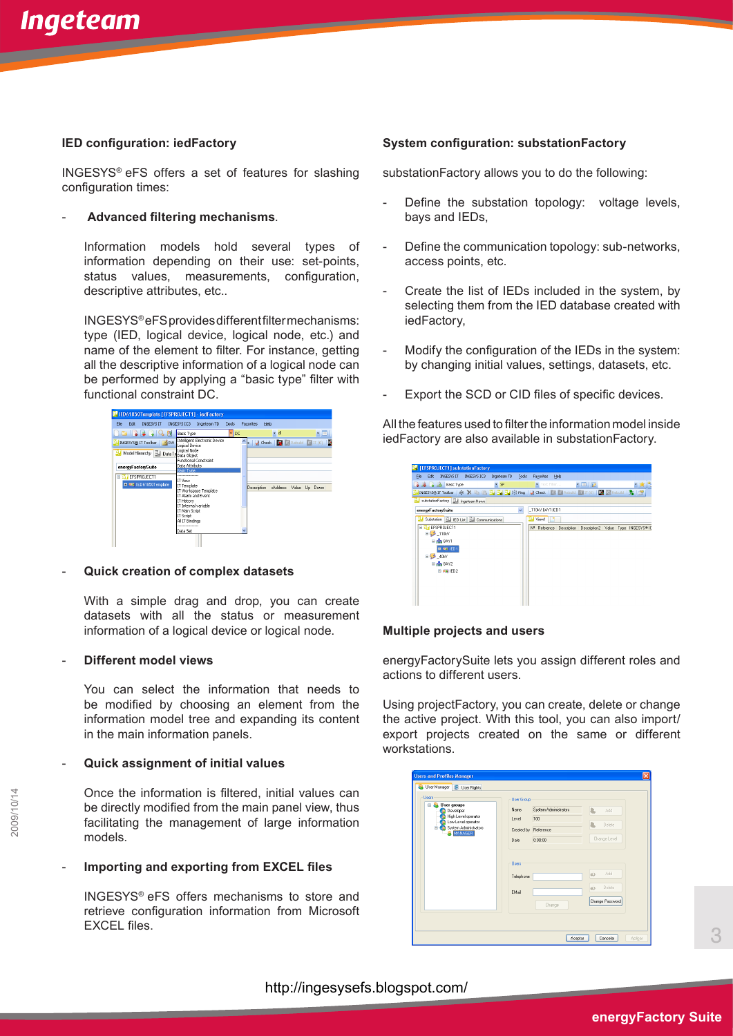## IED configuration: iedFactory

INGESYS® eFS offers a set of features for slashing configuration times:

- **Advanced filtering mechanisms**.

  Information models hold several types of information depending on their use: set-points, status values, measurements, configuration, descriptive attributes, etc..

  INGESYS® eFS provides different filter mechanisms: type (IED, logical device, logical node, etc.) and name of the element to filter. For instance, getting all the descriptive information of a logical node can be performed by applying a "basic type" filter with functional constraint DC.

- **Quick creation of complex datasets**

  With a simple drag and drop, you can create datasets with all the status or measurement information of a logical device or logical node.

- **Different model views**

  You can select the information that needs to be modified by choosing an element from the information model tree and expanding its content in the main information panels.

- **Quick assignment of initial values**

  Once the information is filtered, initial values can be directly modified from the main panel view, thus facilitating the management of large information models.

- **Importing and exporting from EXCEL files**

  INGESYS® eFS offers mechanisms to store and retrieve configuration information from Microsoft EXCEL files.

## System configuration: substationFactory

substationFactory allows you to do the following:

- Define the substation topology: voltage levels, bays and IEDs,
- Define the communication topology: sub-networks, access points, etc.
- Create the list of IEDs included in the system, by selecting them from the IED database created with iedFactory,
- Modify the configuration of the IEDs in the system: by changing initial values, settings, datasets, etc.
- Export the SCD or CID files of specific devices.

All the features used to filter the information model inside iedFactory are also available in substationFactory.

## Multiple projects and users

energyFactorySuite lets you assign different roles and actions to different users.

Using projectFactory, you can create, delete or change the active project. With this tool, you can also import/export projects created on the same or different workstations.

http://ingesysefs.blogspot.com/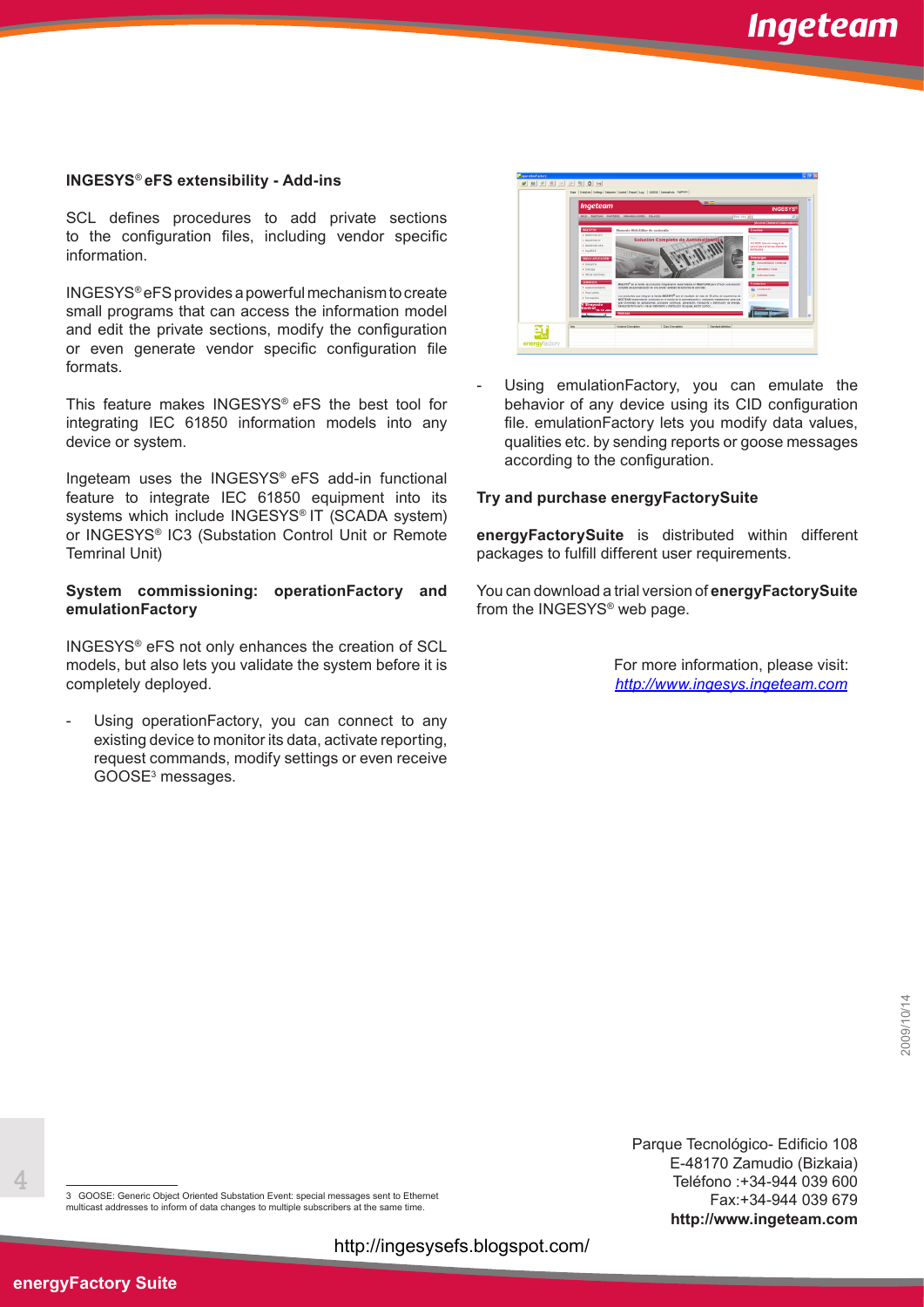### INGESYS® eFS extensibility - Add-ins

SCL defines procedures to add private sections to the configuration files, including vendor specific information.

INGESYS® eFS provides a powerful mechanism to create small programs that can access the information model and edit the private sections, modify the configuration or even generate vendor specific configuration file formats.

This feature makes INGESYS® eFS the best tool for integrating IEC 61850 information models into any device or system.

Ingeteam uses the INGESYS® eFS add-in functional feature to integrate IEC 61850 equipment into its systems which include INGESYS® IT (SCADA system) or INGESYS® IC3 (Substation Control Unit or Remote Temrinal Unit)

### System commissioning: operationFactory and emulationFactory

INGESYS® eFS not only enhances the creation of SCL models, but also lets you validate the system before it is completely deployed.

- Using operationFactory, you can connect to any existing device to monitor its data, activate reporting, request commands, modify settings or even receive GOOSE[3] messages.
- Using emulationFactory, you can emulate the behavior of any device using its CID configuration file. emulationFactory lets you modify data values, qualities etc. by sending reports or goose messages according to the configuration.

### Try and purchase energyFactorySuite

**energyFactorySuite** is distributed within different packages to fulfill different user requirements.

You can download a trial version of **energyFactorySuite** from the INGESYS® web page.

For more information, please visit:
*http://www.ingesys.ingeteam.com*

Parque Tecnológico- Edificio 108
E-48170 Zamudio (Bizkaia)
Teléfono :+34-944 039 600
Fax:+34-944 039 679
**http://www.ingeteam.com**

3 GOOSE: Generic Object Oriented Substation Event: special messages sent to Ethernet multicast addresses to inform of data changes to multiple subscribers at the same time.

http://ingesysefs.blogspot.com/